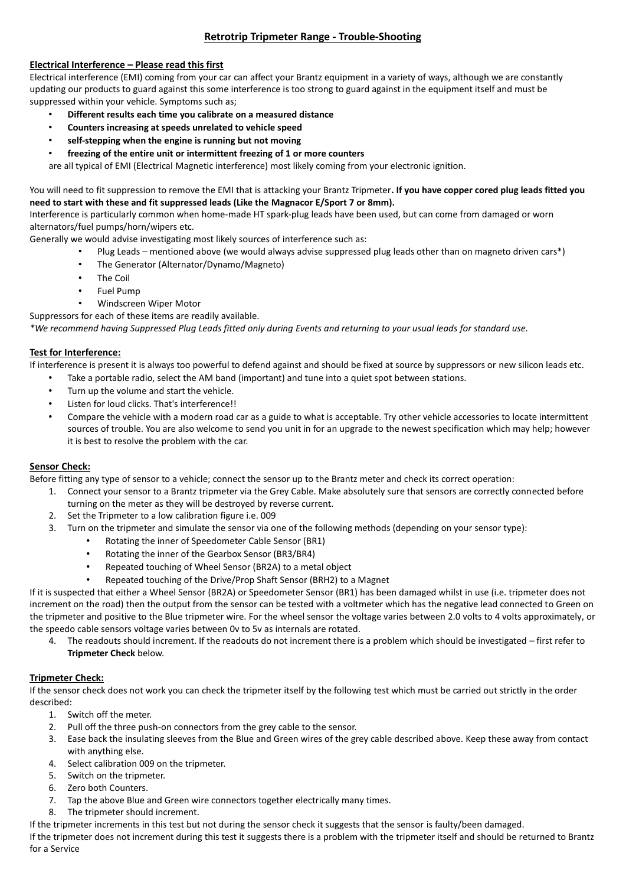# Retrotrip Tripmeter Range - Trouble-Shooting

## Electrical Interference – Please read this first

Electrical interference (EMI) coming from your car can affect your Brantz equipment in a variety of ways, although we are constantly updating our products to guard against this some interference is too strong to guard against in the equipment itself and must be suppressed within your vehicle. Symptoms such as;

- **Different results each time you calibrate on a measured distance**
- **Counters increasing at speeds unrelated to vehicle speed**
- **self-stepping when the engine is running but not moving**
- **freezing of the entire unit or intermittent freezing of 1 or more counters**

are all typical of EMI (Electrical Magnetic interference) most likely coming from your electronic ignition.

You will need to fit suppression to remove the EMI that is attacking your Brantz Tripmeter**. If you have copper cored plug leads fitted you need to start with these and fit suppressed leads (Like the Magnacor E/Sport 7 or 8mm).**

Interference is particularly common when home-made HT spark-plug leads have been used, but can come from damaged or worn alternators/fuel pumps/horn/wipers etc.

Generally we would advise investigating most likely sources of interference such as:

- Plug Leads – mentioned above (we would always advise suppressed plug leads other than on magneto driven cars*)
- The Generator (Alternator/Dynamo/Magneto)
- The Coil
- Fuel Pump
- Windscreen Wiper Motor

Suppressors for each of these items are readily available.

*\*We recommend having Suppressed Plug Leads fitted only during Events and returning to your usual leads for standard use.*

## Test for Interference:

If interference is present it is always too powerful to defend against and should be fixed at source by suppressors or new silicon leads etc.

- Take a portable radio, select the AM band (important) and tune into a quiet spot between stations.
- Turn up the volume and start the vehicle.
- Listen for loud clicks. That's interference!!
- Compare the vehicle with a modern road car as a guide to what is acceptable. Try other vehicle accessories to locate intermittent sources of trouble. You are also welcome to send you unit in for an upgrade to the newest specification which may help; however it is best to resolve the problem with the car.

## Sensor Check:

Before fitting any type of sensor to a vehicle; connect the sensor up to the Brantz meter and check its correct operation:

1. Connect your sensor to a Brantz tripmeter via the Grey Cable. Make absolutely sure that sensors are correctly connected before turning on the meter as they will be destroyed by reverse current.
2. Set the Tripmeter to a low calibration figure i.e. 009
3. Turn on the tripmeter and simulate the sensor via one of the following methods (depending on your sensor type):
   - Rotating the inner of Speedometer Cable Sensor (BR1)
   - Rotating the inner of the Gearbox Sensor (BR3/BR4)
   - Repeated touching of Wheel Sensor (BR2A) to a metal object
   - Repeated touching of the Drive/Prop Shaft Sensor (BRH2) to a Magnet

If it is suspected that either a Wheel Sensor (BR2A) or Speedometer Sensor (BR1) has been damaged whilst in use (i.e. tripmeter does not increment on the road) then the output from the sensor can be tested with a voltmeter which has the negative lead connected to Green on the tripmeter and positive to the Blue tripmeter wire. For the wheel sensor the voltage varies between 2.0 volts to 4 volts approximately, or the speedo cable sensors voltage varies between 0v to 5v as internals are rotated.

4. The readouts should increment. If the readouts do not increment there is a problem which should be investigated – first refer to **Tripmeter Check** below.

## Tripmeter Check:

If the sensor check does not work you can check the tripmeter itself by the following test which must be carried out strictly in the order described:

1. Switch off the meter.
2. Pull off the three push-on connectors from the grey cable to the sensor.
3. Ease back the insulating sleeves from the Blue and Green wires of the grey cable described above. Keep these away from contact with anything else.
4. Select calibration 009 on the tripmeter.
5. Switch on the tripmeter.
6. Zero both Counters.
7. Tap the above Blue and Green wire connectors together electrically many times.
8. The tripmeter should increment.

If the tripmeter increments in this test but not during the sensor check it suggests that the sensor is faulty/been damaged.

If the tripmeter does not increment during this test it suggests there is a problem with the tripmeter itself and should be returned to Brantz for a Service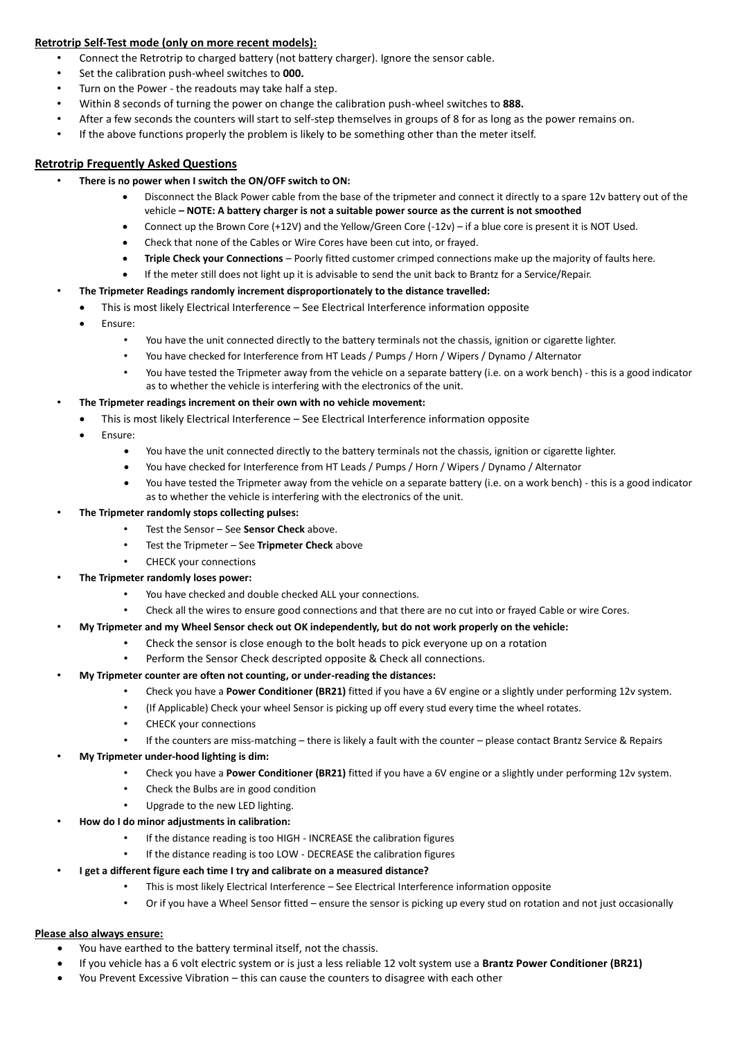**Retrotrip Self-Test mode (only on more recent models):**

- Connect the Retrotrip to charged battery (not battery charger). Ignore the sensor cable.
- Set the calibration push-wheel switches to **000.**
- Turn on the Power - the readouts may take half a step.
- Within 8 seconds of turning the power on change the calibration push-wheel switches to **888.**
- After a few seconds the counters will start to self-step themselves in groups of 8 for as long as the power remains on.
- If the above functions properly the problem is likely to be something other than the meter itself.

**Retrotrip Frequently Asked Questions**

- **There is no power when I switch the ON/OFF switch to ON:**
  - Disconnect the Black Power cable from the base of the tripmeter and connect it directly to a spare 12v battery out of the vehicle **– NOTE: A battery charger is not a suitable power source as the current is not smoothed**
  - Connect up the Brown Core (+12V) and the Yellow/Green Core (-12v) – if a blue core is present it is NOT Used.
  - Check that none of the Cables or Wire Cores have been cut into, or frayed.
  - **Triple Check your Connections** – Poorly fitted customer crimped connections make up the majority of faults here.
  - If the meter still does not light up it is advisable to send the unit back to Brantz for a Service/Repair.
- **The Tripmeter Readings randomly increment disproportionately to the distance travelled:**
  - This is most likely Electrical Interference – See Electrical Interference information opposite
  - Ensure:
    - You have the unit connected directly to the battery terminals not the chassis, ignition or cigarette lighter.
    - You have checked for Interference from HT Leads / Pumps / Horn / Wipers / Dynamo / Alternator
    - You have tested the Tripmeter away from the vehicle on a separate battery (i.e. on a work bench) - this is a good indicator as to whether the vehicle is interfering with the electronics of the unit.
- **The Tripmeter readings increment on their own with no vehicle movement:**
  - This is most likely Electrical Interference – See Electrical Interference information opposite
  - Ensure:
    - You have the unit connected directly to the battery terminals not the chassis, ignition or cigarette lighter.
    - You have checked for Interference from HT Leads / Pumps / Horn / Wipers / Dynamo / Alternator
    - You have tested the Tripmeter away from the vehicle on a separate battery (i.e. on a work bench) - this is a good indicator as to whether the vehicle is interfering with the electronics of the unit.
- **The Tripmeter randomly stops collecting pulses:**
  - Test the Sensor – See **Sensor Check** above.
  - Test the Tripmeter – See **Tripmeter Check** above
  - CHECK your connections
- **The Tripmeter randomly loses power:**
  - You have checked and double checked ALL your connections.
  - Check all the wires to ensure good connections and that there are no cut into or frayed Cable or wire Cores.
- **My Tripmeter and my Wheel Sensor check out OK independently, but do not work properly on the vehicle:**
  - Check the sensor is close enough to the bolt heads to pick everyone up on a rotation
  - Perform the Sensor Check descripted opposite & Check all connections.
- **My Tripmeter counter are often not counting, or under-reading the distances:**
  - Check you have a **Power Conditioner (BR21)** fitted if you have a 6V engine or a slightly under performing 12v system.
  - (If Applicable) Check your wheel Sensor is picking up off every stud every time the wheel rotates.
  - CHECK your connections
  - If the counters are miss-matching – there is likely a fault with the counter – please contact Brantz Service & Repairs
- **My Tripmeter under-hood lighting is dim:**
  - Check you have a **Power Conditioner (BR21)** fitted if you have a 6V engine or a slightly under performing 12v system.
  - Check the Bulbs are in good condition
  - Upgrade to the new LED lighting.
- **How do I do minor adjustments in calibration:**
  - If the distance reading is too HIGH - INCREASE the calibration figures
  - If the distance reading is too LOW - DECREASE the calibration figures
- **I get a different figure each time I try and calibrate on a measured distance?**
  - This is most likely Electrical Interference – See Electrical Interference information opposite
  - Or if you have a Wheel Sensor fitted – ensure the sensor is picking up every stud on rotation and not just occasionally

**Please also always ensure:**

- You have earthed to the battery terminal itself, not the chassis.
- If you vehicle has a 6 volt electric system or is just a less reliable 12 volt system use a **Brantz Power Conditioner (BR21)**
- You Prevent Excessive Vibration – this can cause the counters to disagree with each other